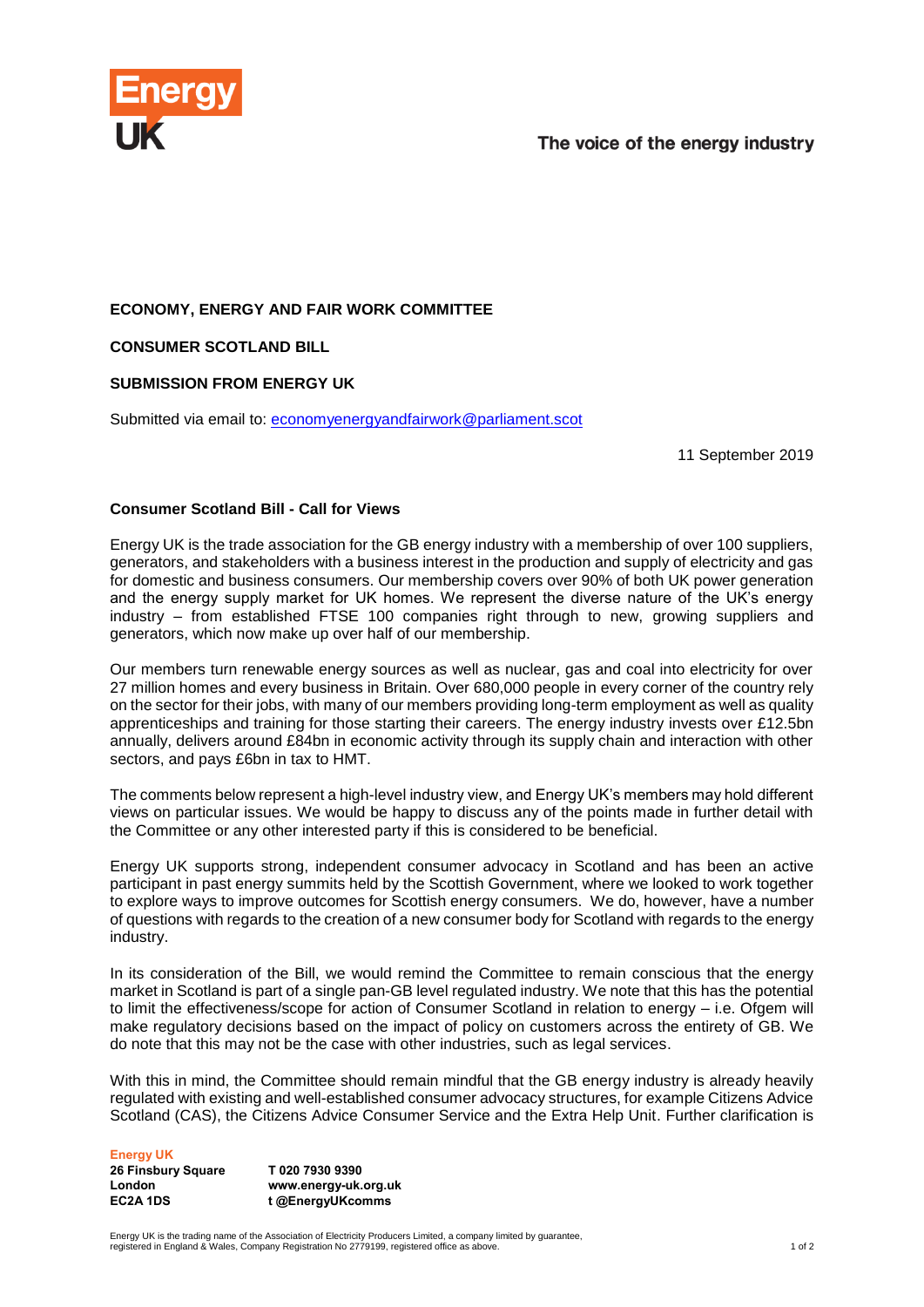**ECONOMY, ENERGY AND FAIR WORK COMMITTEE**

**CONSUMER SCOTLAND BILL**

**SUBMISSION FROM ENERGY UK**

Submitted via email to: economyenergyandfairwork@parliament.scot

11 September 2019

**Consumer Scotland Bill - Call for Views**

Energy UK is the trade association for the GB energy industry with a membership of over 100 suppliers, generators, and stakeholders with a business interest in the production and supply of electricity and gas for domestic and business consumers. Our membership covers over 90% of both UK power generation and the energy supply market for UK homes. We represent the diverse nature of the UK's energy industry – from established FTSE 100 companies right through to new, growing suppliers and generators, which now make up over half of our membership.

Our members turn renewable energy sources as well as nuclear, gas and coal into electricity for over 27 million homes and every business in Britain. Over 680,000 people in every corner of the country rely on the sector for their jobs, with many of our members providing long-term employment as well as quality apprenticeships and training for those starting their careers. The energy industry invests over £12.5bn annually, delivers around £84bn in economic activity through its supply chain and interaction with other sectors, and pays £6bn in tax to HMT.

The comments below represent a high-level industry view, and Energy UK's members may hold different views on particular issues. We would be happy to discuss any of the points made in further detail with the Committee or any other interested party if this is considered to be beneficial.

Energy UK supports strong, independent consumer advocacy in Scotland and has been an active participant in past energy summits held by the Scottish Government, where we looked to work together to explore ways to improve outcomes for Scottish energy consumers. We do, however, have a number of questions with regards to the creation of a new consumer body for Scotland with regards to the energy industry.

In its consideration of the Bill, we would remind the Committee to remain conscious that the energy market in Scotland is part of a single pan-GB level regulated industry. We note that this has the potential to limit the effectiveness/scope for action of Consumer Scotland in relation to energy – i.e. Ofgem will make regulatory decisions based on the impact of policy on customers across the entirety of GB. We do note that this may not be the case with other industries, such as legal services.

With this in mind, the Committee should remain mindful that the GB energy industry is already heavily regulated with existing and well-established consumer advocacy structures, for example Citizens Advice Scotland (CAS), the Citizens Advice Consumer Service and the Extra Help Unit. Further clarification is

**Energy UK**
**26 Finsbury Square**
**London**
**EC2A 1DS**

**T 020 7930 9390**
**www.energy-uk.org.uk**
**t @EnergyUKcomms**

Energy UK is the trading name of the Association of Electricity Producers Limited, a company limited by guarantee, registered in England & Wales, Company Registration No 2779199, registered office as above.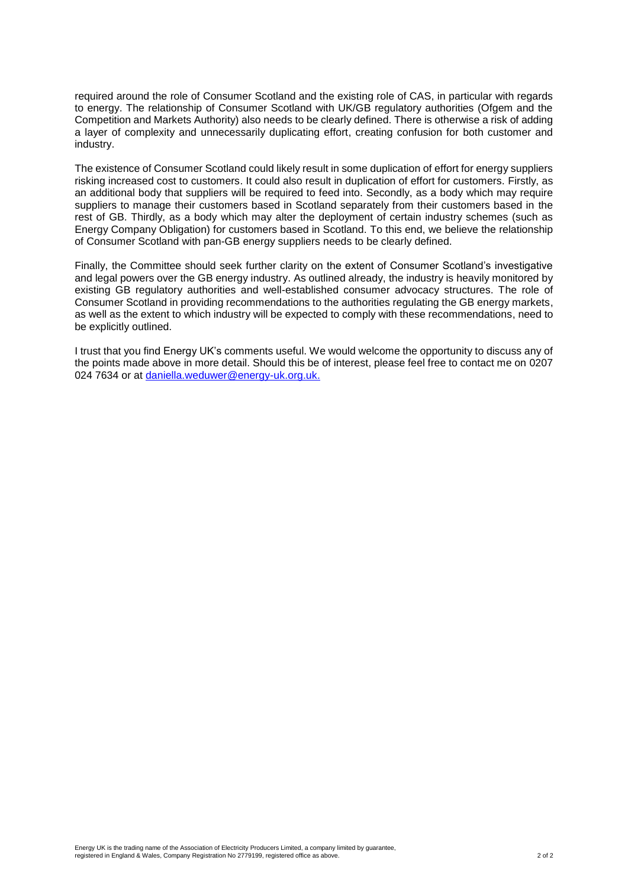required around the role of Consumer Scotland and the existing role of CAS, in particular with regards to energy. The relationship of Consumer Scotland with UK/GB regulatory authorities (Ofgem and the Competition and Markets Authority) also needs to be clearly defined. There is otherwise a risk of adding a layer of complexity and unnecessarily duplicating effort, creating confusion for both customer and industry.

The existence of Consumer Scotland could likely result in some duplication of effort for energy suppliers risking increased cost to customers. It could also result in duplication of effort for customers. Firstly, as an additional body that suppliers will be required to feed into. Secondly, as a body which may require suppliers to manage their customers based in Scotland separately from their customers based in the rest of GB. Thirdly, as a body which may alter the deployment of certain industry schemes (such as Energy Company Obligation) for customers based in Scotland. To this end, we believe the relationship of Consumer Scotland with pan-GB energy suppliers needs to be clearly defined.

Finally, the Committee should seek further clarity on the extent of Consumer Scotland's investigative and legal powers over the GB energy industry. As outlined already, the industry is heavily monitored by existing GB regulatory authorities and well-established consumer advocacy structures. The role of Consumer Scotland in providing recommendations to the authorities regulating the GB energy markets, as well as the extent to which industry will be expected to comply with these recommendations, need to be explicitly outlined.

I trust that you find Energy UK's comments useful. We would welcome the opportunity to discuss any of the points made above in more detail. Should this be of interest, please feel free to contact me on 0207 024 7634 or at daniella.weduwer@energy-uk.org.uk.

Energy UK is the trading name of the Association of Electricity Producers Limited, a company limited by guarantee, registered in England & Wales, Company Registration No 2779199, registered office as above.